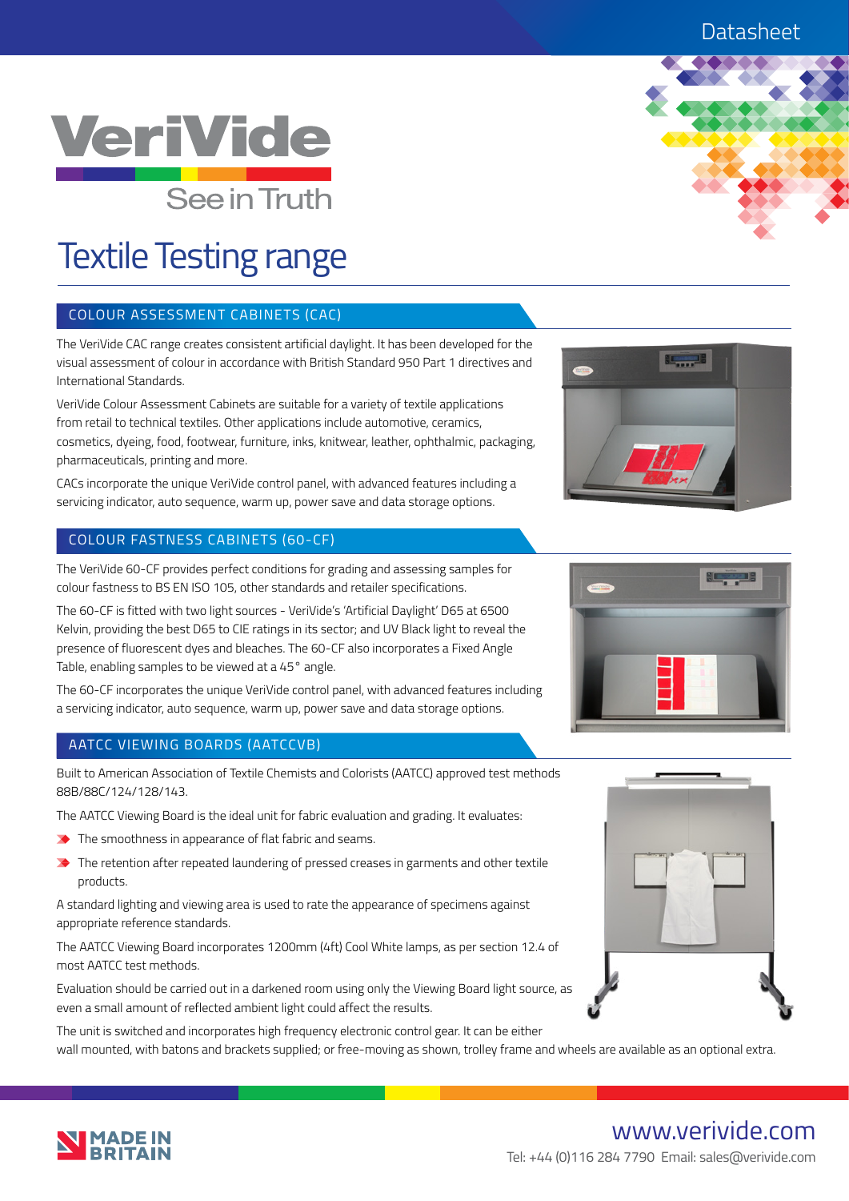Datasheet

VeriVide

See in Truth

# Textile Testing range

## COLOUR ASSESSMENT CABINETS (CAC)

The VeriVide CAC range creates consistent artificial daylight. It has been developed for the visual assessment of colour in accordance with British Standard 950 Part 1 directives and International Standards.

VeriVide Colour Assessment Cabinets are suitable for a variety of textile applications from retail to technical textiles. Other applications include automotive, ceramics, cosmetics, dyeing, food, footwear, furniture, inks, knitwear, leather, ophthalmic, packaging, pharmaceuticals, printing and more.

CACs incorporate the unique VeriVide control panel, with advanced features including a servicing indicator, auto sequence, warm up, power save and data storage options.

## COLOUR FASTNESS CABINETS (60-CF)

The VeriVide 60-CF provides perfect conditions for grading and assessing samples for colour fastness to BS EN ISO 105, other standards and retailer specifications.

The 60-CF is fitted with two light sources - VeriVide's 'Artificial Daylight' D65 at 6500 Kelvin, providing the best D65 to CIE ratings in its sector; and UV Black light to reveal the presence of fluorescent dyes and bleaches. The 60-CF also incorporates a Fixed Angle Table, enabling samples to be viewed at a 45° angle.

The 60-CF incorporates the unique VeriVide control panel, with advanced features including a servicing indicator, auto sequence, warm up, power save and data storage options.

## AATCC VIEWING BOARDS (AATCCVB)

Built to American Association of Textile Chemists and Colorists (AATCC) approved test methods 88B/88C/124/128/143.

The AATCC Viewing Board is the ideal unit for fabric evaluation and grading. It evaluates:

- The smoothness in appearance of flat fabric and seams.
- The retention after repeated laundering of pressed creases in garments and other textile products.

A standard lighting and viewing area is used to rate the appearance of specimens against appropriate reference standards.

The AATCC Viewing Board incorporates 1200mm (4ft) Cool White lamps, as per section 12.4 of most AATCC test methods.

Evaluation should be carried out in a darkened room using only the Viewing Board light source, as even a small amount of reflected ambient light could affect the results.

The unit is switched and incorporates high frequency electronic control gear. It can be either wall mounted, with batons and brackets supplied; or free-moving as shown, trolley frame and wheels are available as an optional extra.

MADE IN BRITAIN

www.verivide.com

Tel: +44 (0)116 284 7790 Email: sales@verivide.com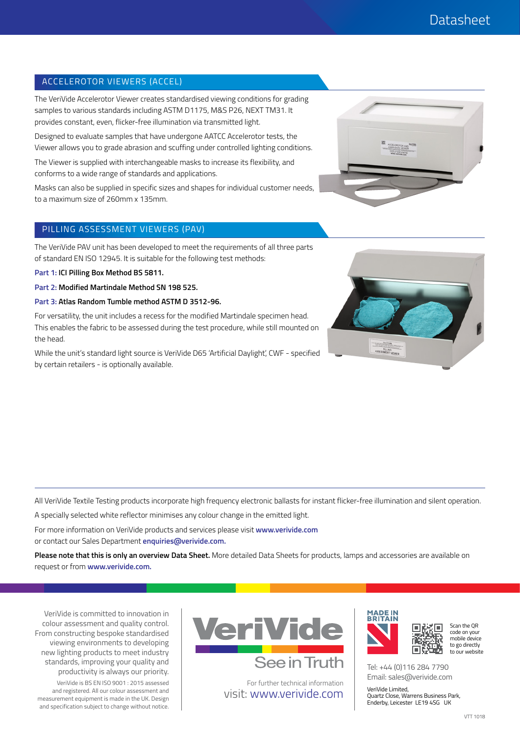## ACCELEROTOR VIEWERS (ACCEL)

The VeriVide Accelerotor Viewer creates standardised viewing conditions for grading samples to various standards including ASTM D1175, M&S P26, NEXT TM31. It provides constant, even, flicker-free illumination via transmitted light.

Designed to evaluate samples that have undergone AATCC Accelerotor tests, the Viewer allows you to grade abrasion and scuffing under controlled lighting conditions.

The Viewer is supplied with interchangeable masks to increase its flexibility, and conforms to a wide range of standards and applications.

Masks can also be supplied in specific sizes and shapes for individual customer needs, to a maximum size of 260mm x 135mm.

## PILLING ASSESSMENT VIEWERS (PAV)

The VeriVide PAV unit has been developed to meet the requirements of all three parts of standard EN ISO 12945. It is suitable for the following test methods:

Part 1: **ICI Pilling Box Method BS 5811.**

Part 2: **Modified Martindale Method SN 198 525.**

Part 3: **Atlas Random Tumble method ASTM D 3512-96.**

For versatility, the unit includes a recess for the modified Martindale specimen head. This enables the fabric to be assessed during the test procedure, while still mounted on the head.

While the unit's standard light source is VeriVide D65 'Artificial Daylight', CWF - specified by certain retailers - is optionally available.

---

All VeriVide Textile Testing products incorporate high frequency electronic ballasts for instant flicker-free illumination and silent operation.

A specially selected white reflector minimises any colour change in the emitted light.

For more information on VeriVide products and services please visit **www.verivide.com**
or contact our Sales Department **enquiries@verivide.com.**

**Please note that this is only an overview Data Sheet.** More detailed Data Sheets for products, lamps and accessories are available on request or from **www.verivide.com.**

VeriVide is committed to innovation in colour assessment and quality control. From constructing bespoke standardised viewing environments to developing new lighting products to meet industry standards, improving your quality and productivity is always our priority.

VeriVide is BS EN ISO 9001 : 2015 assessed and registered. All our colour assessment and measurement equipment is made in the UK. Design and specification subject to change without notice.

VeriVide
See in Truth

For further technical information
visit: www.verivide.com

MADE IN BRITAIN

Scan the QR code on your mobile device to go directly to our website

Tel: +44 (0)116 284 7790
Email: sales@verivide.com

VeriVide Limited,
Quartz Close, Warrens Business Park,
Enderby, Leicester LE19 4SG UK

VTT 1018